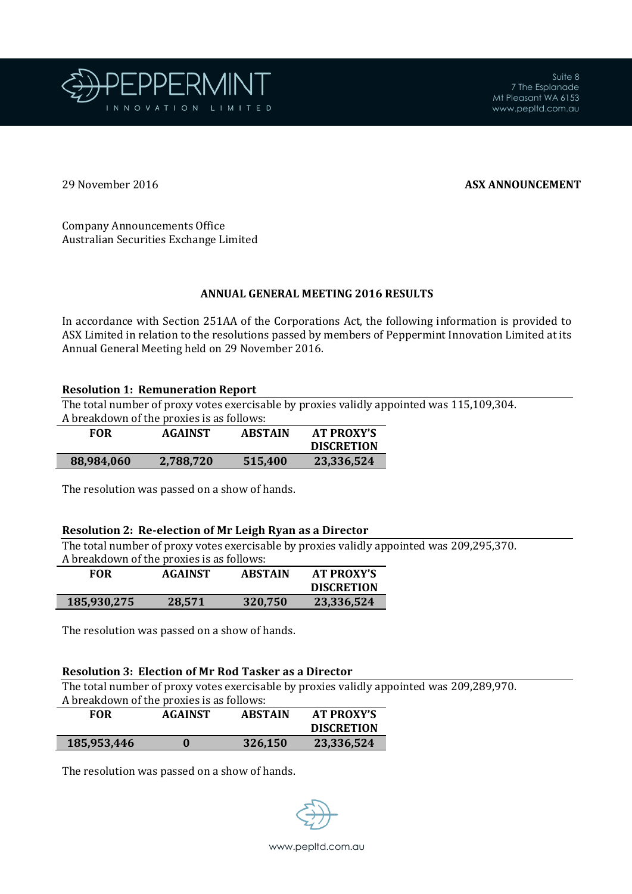29 November 2016

**ASX ANNOUNCEMENT**

Company Announcements Office
Australian Securities Exchange Limited

## ANNUAL GENERAL MEETING 2016 RESULTS

In accordance with Section 251AA of the Corporations Act, the following information is provided to ASX Limited in relation to the resolutions passed by members of Peppermint Innovation Limited at its Annual General Meeting held on 29 November 2016.

### Resolution 1: Remuneration Report

The total number of proxy votes exercisable by proxies validly appointed was 115,109,304.
A breakdown of the proxies is as follows:

| FOR | AGAINST | ABSTAIN | AT PROXY'S DISCRETION |
|---|---|---|---|
| 88,984,060 | 2,788,720 | 515,400 | 23,336,524 |

The resolution was passed on a show of hands.

### Resolution 2: Re-election of Mr Leigh Ryan as a Director

The total number of proxy votes exercisable by proxies validly appointed was 209,295,370.
A breakdown of the proxies is as follows:

| FOR | AGAINST | ABSTAIN | AT PROXY'S DISCRETION |
|---|---|---|---|
| 185,930,275 | 28,571 | 320,750 | 23,336,524 |

The resolution was passed on a show of hands.

### Resolution 3: Election of Mr Rod Tasker as a Director

The total number of proxy votes exercisable by proxies validly appointed was 209,289,970.
A breakdown of the proxies is as follows:

| FOR | AGAINST | ABSTAIN | AT PROXY'S DISCRETION |
|---|---|---|---|
| 185,953,446 | 0 | 326,150 | 23,336,524 |

The resolution was passed on a show of hands.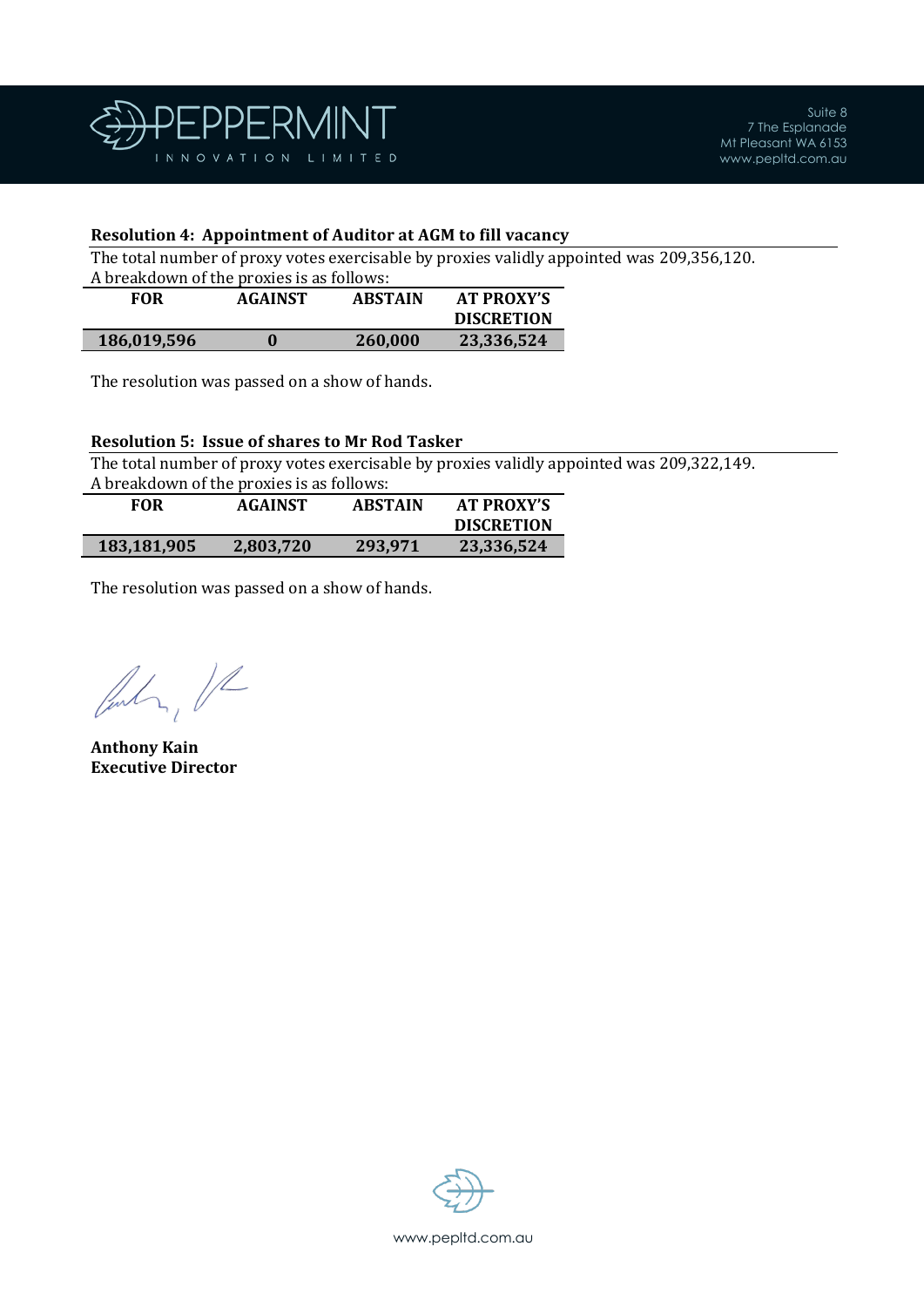**Resolution 4: Appointment of Auditor at AGM to fill vacancy**

The total number of proxy votes exercisable by proxies validly appointed was 209,356,120.
A breakdown of the proxies is as follows:

| FOR | AGAINST | ABSTAIN | AT PROXY'S DISCRETION |
|---|---|---|---|
| **186,019,596** | **0** | **260,000** | **23,336,524** |

The resolution was passed on a show of hands.

**Resolution 5: Issue of shares to Mr Rod Tasker**

The total number of proxy votes exercisable by proxies validly appointed was 209,322,149.
A breakdown of the proxies is as follows:

| FOR | AGAINST | ABSTAIN | AT PROXY'S DISCRETION |
|---|---|---|---|
| **183,181,905** | **2,803,720** | **293,971** | **23,336,524** |

The resolution was passed on a show of hands.

**Anthony Kain**
**Executive Director**